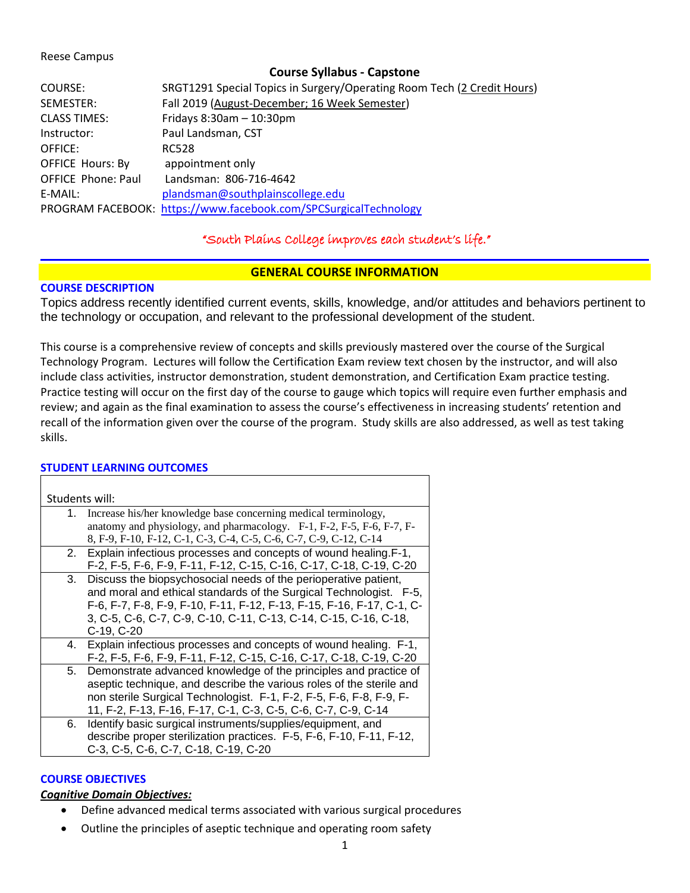Reese Campus

## Course Syllabus - Capstone

| | |
|---|---|
| COURSE: | SRGT1291 Special Topics in Surgery/Operating Room Tech (2 Credit Hours) |
| SEMESTER: | Fall 2019 (August-December; 16 Week Semester) |
| CLASS TIMES: | Fridays 8:30am – 10:30pm |
| Instructor: | Paul Landsman, CST |
| OFFICE: | RC528 |
| OFFICE Hours: By | appointment only |
| OFFICE Phone: Paul | Landsman: 806-716-4642 |
| E-MAIL: | plandsman@southplainscollege.edu |
| PROGRAM FACEBOOK: | https://www.facebook.com/SPCSurgicalTechnology |

*"South Plains College improves each student's life."*

## GENERAL COURSE INFORMATION

### COURSE DESCRIPTION

Topics address recently identified current events, skills, knowledge, and/or attitudes and behaviors pertinent to the technology or occupation, and relevant to the professional development of the student.

This course is a comprehensive review of concepts and skills previously mastered over the course of the Surgical Technology Program. Lectures will follow the Certification Exam review text chosen by the instructor, and will also include class activities, instructor demonstration, student demonstration, and Certification Exam practice testing. Practice testing will occur on the first day of the course to gauge which topics will require even further emphasis and review; and again as the final examination to assess the course's effectiveness in increasing students' retention and recall of the information given over the course of the program. Study skills are also addressed, as well as test taking skills.

### STUDENT LEARNING OUTCOMES

| | Students will: |
|---|---|
| 1. | Increase his/her knowledge base concerning medical terminology, anatomy and physiology, and pharmacology. F-1, F-2, F-5, F-6, F-7, F-8, F-9, F-10, F-12, C-1, C-3, C-4, C-5, C-6, C-7, C-9, C-12, C-14 |
| 2. | Explain infectious processes and concepts of wound healing.F-1, F-2, F-5, F-6, F-9, F-11, F-12, C-15, C-16, C-17, C-18, C-19, C-20 |
| 3. | Discuss the biopsychosocial needs of the perioperative patient, and moral and ethical standards of the Surgical Technologist. F-5, F-6, F-7, F-8, F-9, F-10, F-11, F-12, F-13, F-15, F-16, F-17, C-1, C-3, C-5, C-6, C-7, C-9, C-10, C-11, C-13, C-14, C-15, C-16, C-18, C-19, C-20 |
| 4. | Explain infectious processes and concepts of wound healing. F-1, F-2, F-5, F-6, F-9, F-11, F-12, C-15, C-16, C-17, C-18, C-19, C-20 |
| 5. | Demonstrate advanced knowledge of the principles and practice of aseptic technique, and describe the various roles of the sterile and non sterile Surgical Technologist. F-1, F-2, F-5, F-6, F-8, F-9, F-11, F-2, F-13, F-16, F-17, C-1, C-3, C-5, C-6, C-7, C-9, C-14 |
| 6. | Identify basic surgical instruments/supplies/equipment, and describe proper sterilization practices. F-5, F-6, F-10, F-11, F-12, C-3, C-5, C-6, C-7, C-18, C-19, C-20 |

### COURSE OBJECTIVES

***Cognitive Domain Objectives:***

- Define advanced medical terms associated with various surgical procedures
- Outline the principles of aseptic technique and operating room safety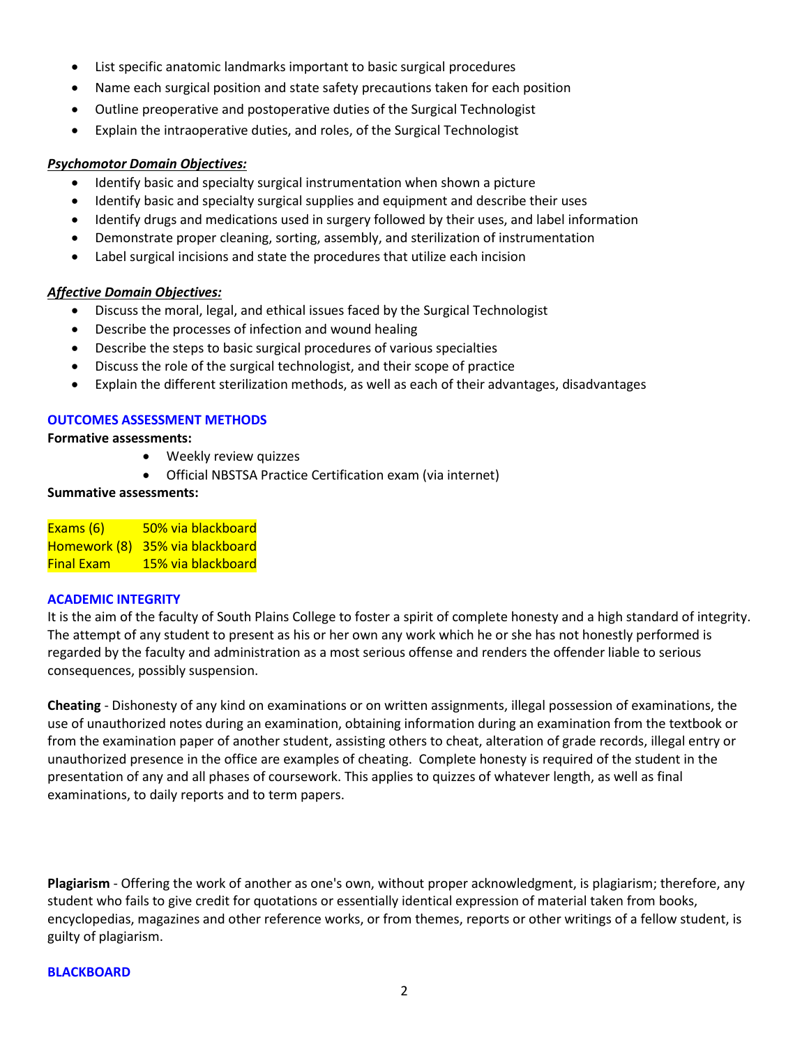- List specific anatomic landmarks important to basic surgical procedures
- Name each surgical position and state safety precautions taken for each position
- Outline preoperative and postoperative duties of the Surgical Technologist
- Explain the intraoperative duties, and roles, of the Surgical Technologist

***Psychomotor Domain Objectives:***

- Identify basic and specialty surgical instrumentation when shown a picture
- Identify basic and specialty surgical supplies and equipment and describe their uses
- Identify drugs and medications used in surgery followed by their uses, and label information
- Demonstrate proper cleaning, sorting, assembly, and sterilization of instrumentation
- Label surgical incisions and state the procedures that utilize each incision

***Affective Domain Objectives:***

- Discuss the moral, legal, and ethical issues faced by the Surgical Technologist
- Describe the processes of infection and wound healing
- Describe the steps to basic surgical procedures of various specialties
- Discuss the role of the surgical technologist, and their scope of practice
- Explain the different sterilization methods, as well as each of their advantages, disadvantages

## OUTCOMES ASSESSMENT METHODS

**Formative assessments:**

- Weekly review quizzes
- Official NBSTSA Practice Certification exam (via internet)

**Summative assessments:**

| | |
|---|---|
| Exams (6) | 50% via blackboard |
| Homework (8) | 35% via blackboard |
| Final Exam | 15% via blackboard |

## ACADEMIC INTEGRITY

It is the aim of the faculty of South Plains College to foster a spirit of complete honesty and a high standard of integrity. The attempt of any student to present as his or her own any work which he or she has not honestly performed is regarded by the faculty and administration as a most serious offense and renders the offender liable to serious consequences, possibly suspension.

**Cheating** - Dishonesty of any kind on examinations or on written assignments, illegal possession of examinations, the use of unauthorized notes during an examination, obtaining information during an examination from the textbook or from the examination paper of another student, assisting others to cheat, alteration of grade records, illegal entry or unauthorized presence in the office are examples of cheating. Complete honesty is required of the student in the presentation of any and all phases of coursework. This applies to quizzes of whatever length, as well as final examinations, to daily reports and to term papers.

**Plagiarism** - Offering the work of another as one's own, without proper acknowledgment, is plagiarism; therefore, any student who fails to give credit for quotations or essentially identical expression of material taken from books, encyclopedias, magazines and other reference works, or from themes, reports or other writings of a fellow student, is guilty of plagiarism.

## BLACKBOARD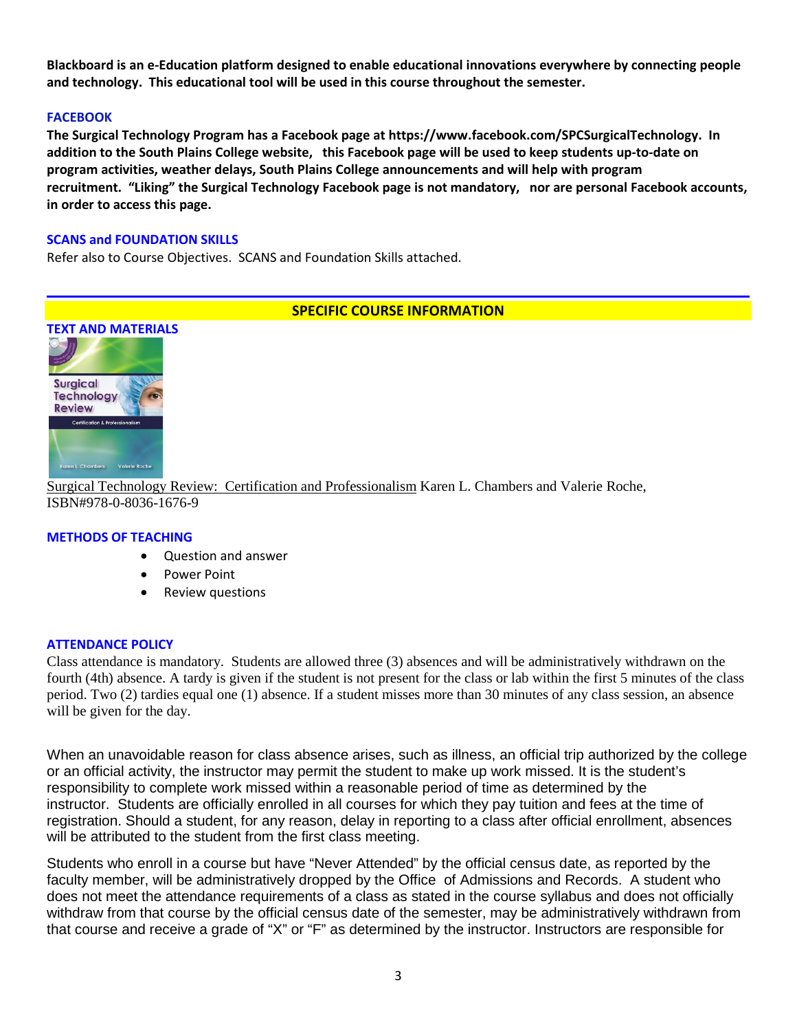**Blackboard is an e-Education platform designed to enable educational innovations everywhere by connecting people and technology. This educational tool will be used in this course throughout the semester.**

### FACEBOOK

**The Surgical Technology Program has a Facebook page at https://www.facebook.com/SPCSurgicalTechnology. In addition to the South Plains College website, this Facebook page will be used to keep students up-to-date on program activities, weather delays, South Plains College announcements and will help with program recruitment. "Liking" the Surgical Technology Facebook page is not mandatory, nor are personal Facebook accounts, in order to access this page.**

### SCANS and FOUNDATION SKILLS

Refer also to Course Objectives. SCANS and Foundation Skills attached.

## SPECIFIC COURSE INFORMATION

### TEXT AND MATERIALS

Surgical Technology Review: Certification and Professionalism Karen L. Chambers and Valerie Roche, ISBN#978-0-8036-1676-9

### METHODS OF TEACHING

- Question and answer
- Power Point
- Review questions

### ATTENDANCE POLICY

Class attendance is mandatory. Students are allowed three (3) absences and will be administratively withdrawn on the fourth (4th) absence. A tardy is given if the student is not present for the class or lab within the first 5 minutes of the class period. Two (2) tardies equal one (1) absence. If a student misses more than 30 minutes of any class session, an absence will be given for the day.

When an unavoidable reason for class absence arises, such as illness, an official trip authorized by the college or an official activity, the instructor may permit the student to make up work missed. It is the student's responsibility to complete work missed within a reasonable period of time as determined by the instructor. Students are officially enrolled in all courses for which they pay tuition and fees at the time of registration. Should a student, for any reason, delay in reporting to a class after official enrollment, absences will be attributed to the student from the first class meeting.

Students who enroll in a course but have "Never Attended" by the official census date, as reported by the faculty member, will be administratively dropped by the Office of Admissions and Records. A student who does not meet the attendance requirements of a class as stated in the course syllabus and does not officially withdraw from that course by the official census date of the semester, may be administratively withdrawn from that course and receive a grade of "X" or "F" as determined by the instructor. Instructors are responsible for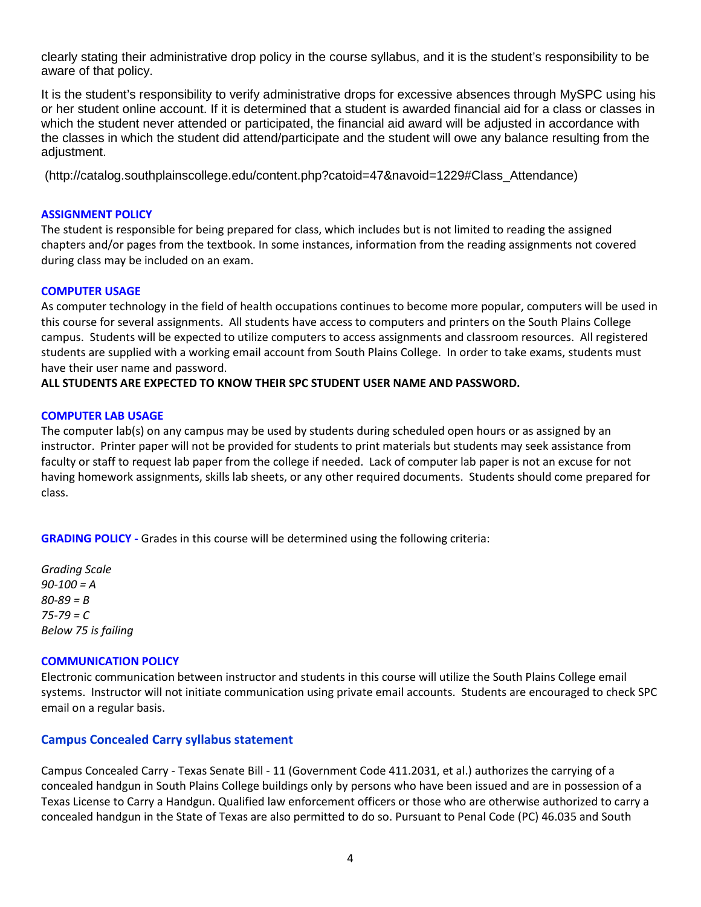clearly stating their administrative drop policy in the course syllabus, and it is the student's responsibility to be aware of that policy.

It is the student's responsibility to verify administrative drops for excessive absences through MySPC using his or her student online account. If it is determined that a student is awarded financial aid for a class or classes in which the student never attended or participated, the financial aid award will be adjusted in accordance with the classes in which the student did attend/participate and the student will owe any balance resulting from the adjustment.

(http://catalog.southplainscollege.edu/content.php?catoid=47&navoid=1229#Class_Attendance)

### ASSIGNMENT POLICY

The student is responsible for being prepared for class, which includes but is not limited to reading the assigned chapters and/or pages from the textbook. In some instances, information from the reading assignments not covered during class may be included on an exam.

### COMPUTER USAGE

As computer technology in the field of health occupations continues to become more popular, computers will be used in this course for several assignments. All students have access to computers and printers on the South Plains College campus. Students will be expected to utilize computers to access assignments and classroom resources. All registered students are supplied with a working email account from South Plains College. In order to take exams, students must have their user name and password.

**ALL STUDENTS ARE EXPECTED TO KNOW THEIR SPC STUDENT USER NAME AND PASSWORD.**

### COMPUTER LAB USAGE

The computer lab(s) on any campus may be used by students during scheduled open hours or as assigned by an instructor. Printer paper will not be provided for students to print materials but students may seek assistance from faculty or staff to request lab paper from the college if needed. Lack of computer lab paper is not an excuse for not having homework assignments, skills lab sheets, or any other required documents. Students should come prepared for class.

**GRADING POLICY -** Grades in this course will be determined using the following criteria:

*Grading Scale*
*90-100 = A*
*80-89 = B*
*75-79 = C*
*Below 75 is failing*

### COMMUNICATION POLICY

Electronic communication between instructor and students in this course will utilize the South Plains College email systems. Instructor will not initiate communication using private email accounts. Students are encouraged to check SPC email on a regular basis.

### Campus Concealed Carry syllabus statement

Campus Concealed Carry - Texas Senate Bill - 11 (Government Code 411.2031, et al.) authorizes the carrying of a concealed handgun in South Plains College buildings only by persons who have been issued and are in possession of a Texas License to Carry a Handgun. Qualified law enforcement officers or those who are otherwise authorized to carry a concealed handgun in the State of Texas are also permitted to do so. Pursuant to Penal Code (PC) 46.035 and South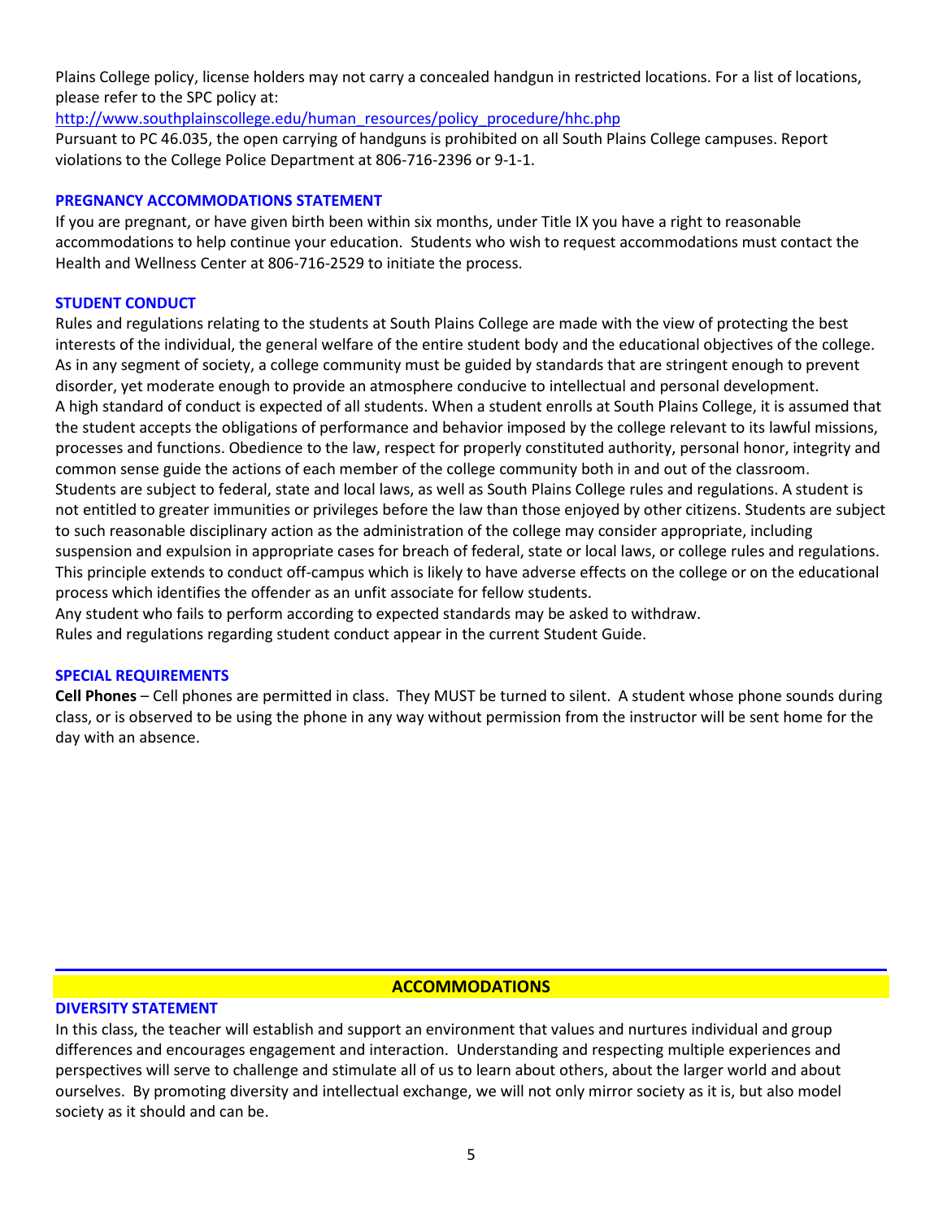Plains College policy, license holders may not carry a concealed handgun in restricted locations. For a list of locations, please refer to the SPC policy at:

http://www.southplainscollege.edu/human_resources/policy_procedure/hhc.php

Pursuant to PC 46.035, the open carrying of handguns is prohibited on all South Plains College campuses. Report violations to the College Police Department at 806-716-2396 or 9-1-1.

### PREGNANCY ACCOMMODATIONS STATEMENT

If you are pregnant, or have given birth been within six months, under Title IX you have a right to reasonable accommodations to help continue your education. Students who wish to request accommodations must contact the Health and Wellness Center at 806-716-2529 to initiate the process.

### STUDENT CONDUCT

Rules and regulations relating to the students at South Plains College are made with the view of protecting the best interests of the individual, the general welfare of the entire student body and the educational objectives of the college. As in any segment of society, a college community must be guided by standards that are stringent enough to prevent disorder, yet moderate enough to provide an atmosphere conducive to intellectual and personal development.

A high standard of conduct is expected of all students. When a student enrolls at South Plains College, it is assumed that the student accepts the obligations of performance and behavior imposed by the college relevant to its lawful missions, processes and functions. Obedience to the law, respect for properly constituted authority, personal honor, integrity and common sense guide the actions of each member of the college community both in and out of the classroom.

Students are subject to federal, state and local laws, as well as South Plains College rules and regulations. A student is not entitled to greater immunities or privileges before the law than those enjoyed by other citizens. Students are subject to such reasonable disciplinary action as the administration of the college may consider appropriate, including suspension and expulsion in appropriate cases for breach of federal, state or local laws, or college rules and regulations. This principle extends to conduct off-campus which is likely to have adverse effects on the college or on the educational process which identifies the offender as an unfit associate for fellow students.

Any student who fails to perform according to expected standards may be asked to withdraw.

Rules and regulations regarding student conduct appear in the current Student Guide.

### SPECIAL REQUIREMENTS

**Cell Phones** – Cell phones are permitted in class. They MUST be turned to silent. A student whose phone sounds during class, or is observed to be using the phone in any way without permission from the instructor will be sent home for the day with an absence.

## ACCOMMODATIONS

### DIVERSITY STATEMENT

In this class, the teacher will establish and support an environment that values and nurtures individual and group differences and encourages engagement and interaction. Understanding and respecting multiple experiences and perspectives will serve to challenge and stimulate all of us to learn about others, about the larger world and about ourselves. By promoting diversity and intellectual exchange, we will not only mirror society as it is, but also model society as it should and can be.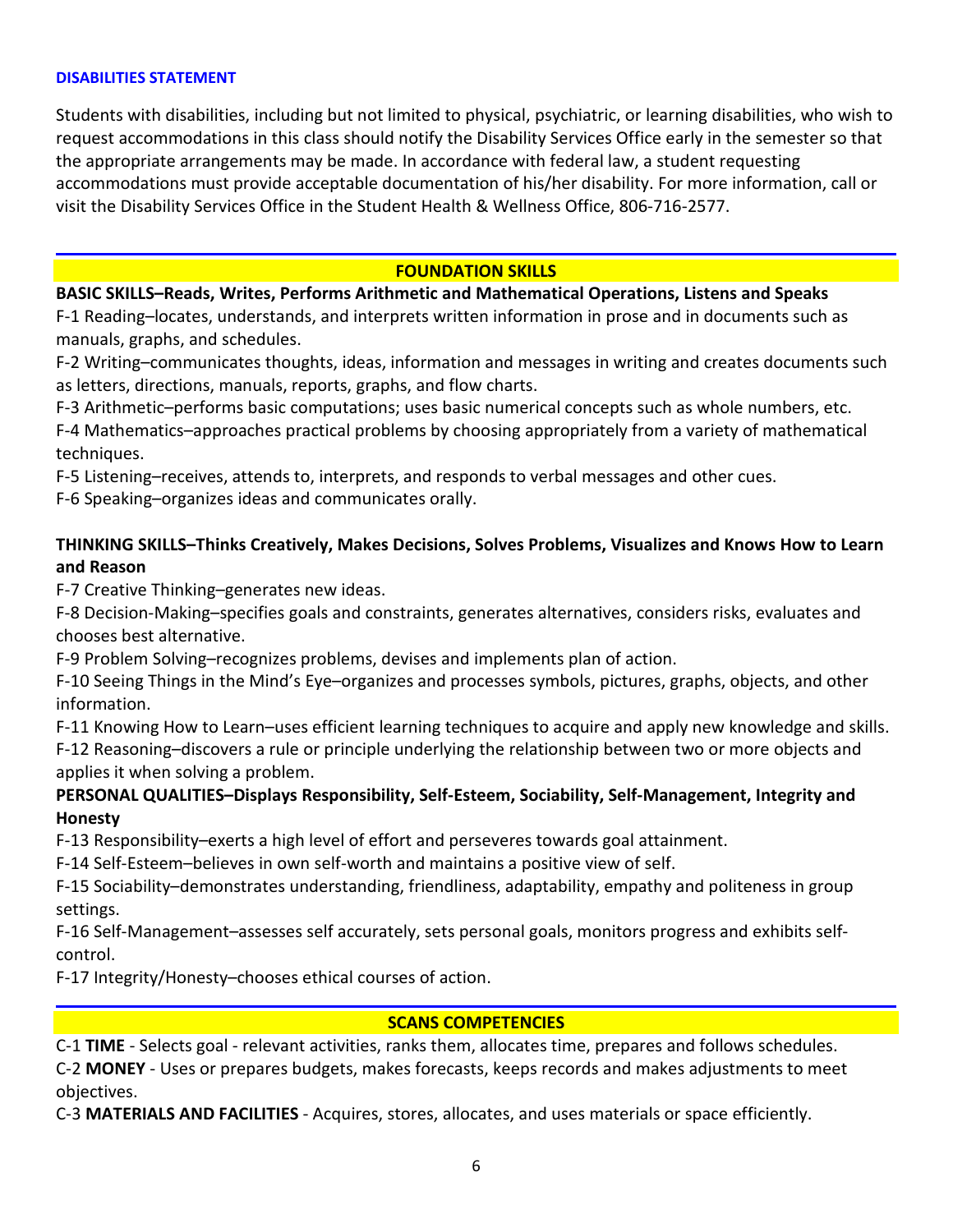## DISABILITIES STATEMENT

Students with disabilities, including but not limited to physical, psychiatric, or learning disabilities, who wish to request accommodations in this class should notify the Disability Services Office early in the semester so that the appropriate arrangements may be made. In accordance with federal law, a student requesting accommodations must provide acceptable documentation of his/her disability. For more information, call or visit the Disability Services Office in the Student Health & Wellness Office, 806-716-2577.

## FOUNDATION SKILLS

**BASIC SKILLS–Reads, Writes, Performs Arithmetic and Mathematical Operations, Listens and Speaks**

F-1 Reading–locates, understands, and interprets written information in prose and in documents such as manuals, graphs, and schedules.

F-2 Writing–communicates thoughts, ideas, information and messages in writing and creates documents such as letters, directions, manuals, reports, graphs, and flow charts.

F-3 Arithmetic–performs basic computations; uses basic numerical concepts such as whole numbers, etc.

F-4 Mathematics–approaches practical problems by choosing appropriately from a variety of mathematical techniques.

F-5 Listening–receives, attends to, interprets, and responds to verbal messages and other cues.

F-6 Speaking–organizes ideas and communicates orally.

**THINKING SKILLS–Thinks Creatively, Makes Decisions, Solves Problems, Visualizes and Knows How to Learn and Reason**

F-7 Creative Thinking–generates new ideas.

F-8 Decision-Making–specifies goals and constraints, generates alternatives, considers risks, evaluates and chooses best alternative.

F-9 Problem Solving–recognizes problems, devises and implements plan of action.

F-10 Seeing Things in the Mind's Eye–organizes and processes symbols, pictures, graphs, objects, and other information.

F-11 Knowing How to Learn–uses efficient learning techniques to acquire and apply new knowledge and skills.

F-12 Reasoning–discovers a rule or principle underlying the relationship between two or more objects and applies it when solving a problem.

**PERSONAL QUALITIES–Displays Responsibility, Self-Esteem, Sociability, Self-Management, Integrity and Honesty**

F-13 Responsibility–exerts a high level of effort and perseveres towards goal attainment.

F-14 Self-Esteem–believes in own self-worth and maintains a positive view of self.

F-15 Sociability–demonstrates understanding, friendliness, adaptability, empathy and politeness in group settings.

F-16 Self-Management–assesses self accurately, sets personal goals, monitors progress and exhibits self-control.

F-17 Integrity/Honesty–chooses ethical courses of action.

## SCANS COMPETENCIES

C-1 **TIME** - Selects goal - relevant activities, ranks them, allocates time, prepares and follows schedules.

C-2 **MONEY** - Uses or prepares budgets, makes forecasts, keeps records and makes adjustments to meet objectives.

C-3 **MATERIALS AND FACILITIES** - Acquires, stores, allocates, and uses materials or space efficiently.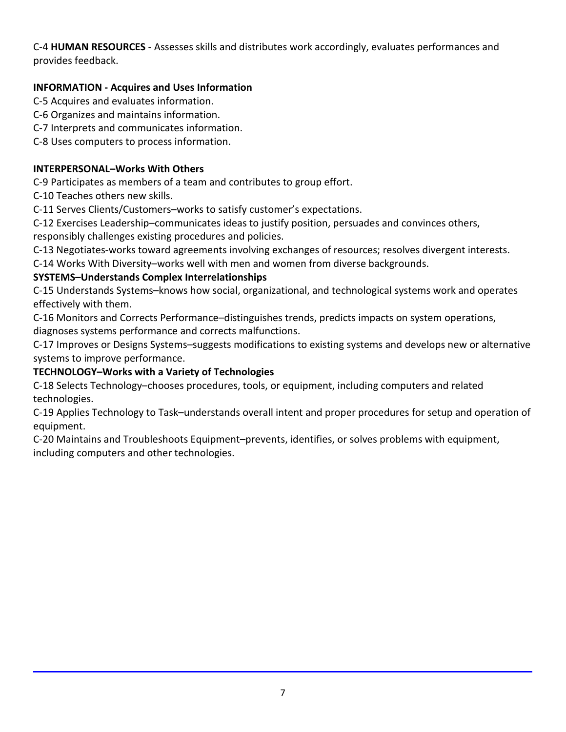C-4 **HUMAN RESOURCES** - Assesses skills and distributes work accordingly, evaluates performances and provides feedback.

**INFORMATION - Acquires and Uses Information**

C-5 Acquires and evaluates information.
C-6 Organizes and maintains information.
C-7 Interprets and communicates information.
C-8 Uses computers to process information.

**INTERPERSONAL–Works With Others**

C-9 Participates as members of a team and contributes to group effort.
C-10 Teaches others new skills.
C-11 Serves Clients/Customers–works to satisfy customer's expectations.
C-12 Exercises Leadership–communicates ideas to justify position, persuades and convinces others, responsibly challenges existing procedures and policies.
C-13 Negotiates-works toward agreements involving exchanges of resources; resolves divergent interests.
C-14 Works With Diversity–works well with men and women from diverse backgrounds.

**SYSTEMS–Understands Complex Interrelationships**

C-15 Understands Systems–knows how social, organizational, and technological systems work and operates effectively with them.
C-16 Monitors and Corrects Performance–distinguishes trends, predicts impacts on system operations, diagnoses systems performance and corrects malfunctions.
C-17 Improves or Designs Systems–suggests modifications to existing systems and develops new or alternative systems to improve performance.

**TECHNOLOGY–Works with a Variety of Technologies**

C-18 Selects Technology–chooses procedures, tools, or equipment, including computers and related technologies.
C-19 Applies Technology to Task–understands overall intent and proper procedures for setup and operation of equipment.
C-20 Maintains and Troubleshoots Equipment–prevents, identifies, or solves problems with equipment, including computers and other technologies.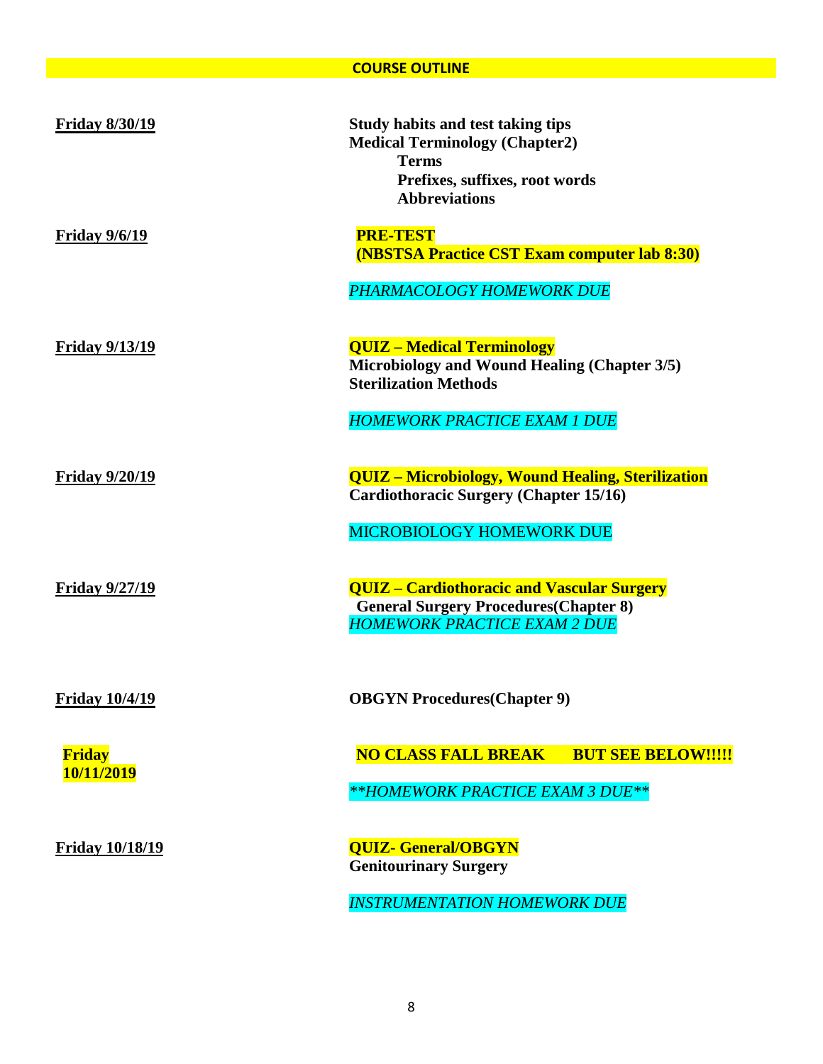## COURSE OUTLINE

| | |
|---|---|
| **Friday 8/30/19** | **Study habits and test taking tips**<br>**Medical Terminology (Chapter2)**<br>**Terms**<br>**Prefixes, suffixes, root words**<br>**Abbreviations** |
| **Friday 9/6/19** | **PRE-TEST**<br>**(NBSTSA Practice CST Exam computer lab 8:30)**<br><br>*PHARMACOLOGY HOMEWORK DUE* |
| **Friday 9/13/19** | **QUIZ – Medical Terminology**<br>**Microbiology and Wound Healing (Chapter 3/5)**<br>**Sterilization Methods**<br><br>*HOMEWORK PRACTICE EXAM 1 DUE* |
| **Friday 9/20/19** | **QUIZ – Microbiology, Wound Healing, Sterilization**<br>**Cardiothoracic Surgery (Chapter 15/16)**<br><br>MICROBIOLOGY HOMEWORK DUE |
| **Friday 9/27/19** | **QUIZ – Cardiothoracic and Vascular Surgery**<br>**General Surgery Procedures(Chapter 8)**<br>*HOMEWORK PRACTICE EXAM 2 DUE* |
| **Friday 10/4/19** | **OBGYN Procedures(Chapter 9)** |
| **Friday 10/11/2019** | **NO CLASS FALL BREAK BUT SEE BELOW!!!!!**<br><br>*\*\*HOMEWORK PRACTICE EXAM 3 DUE\*\** |
| **Friday 10/18/19** | **QUIZ- General/OBGYN**<br>**Genitourinary Surgery**<br><br>*INSTRUMENTATION HOMEWORK DUE* |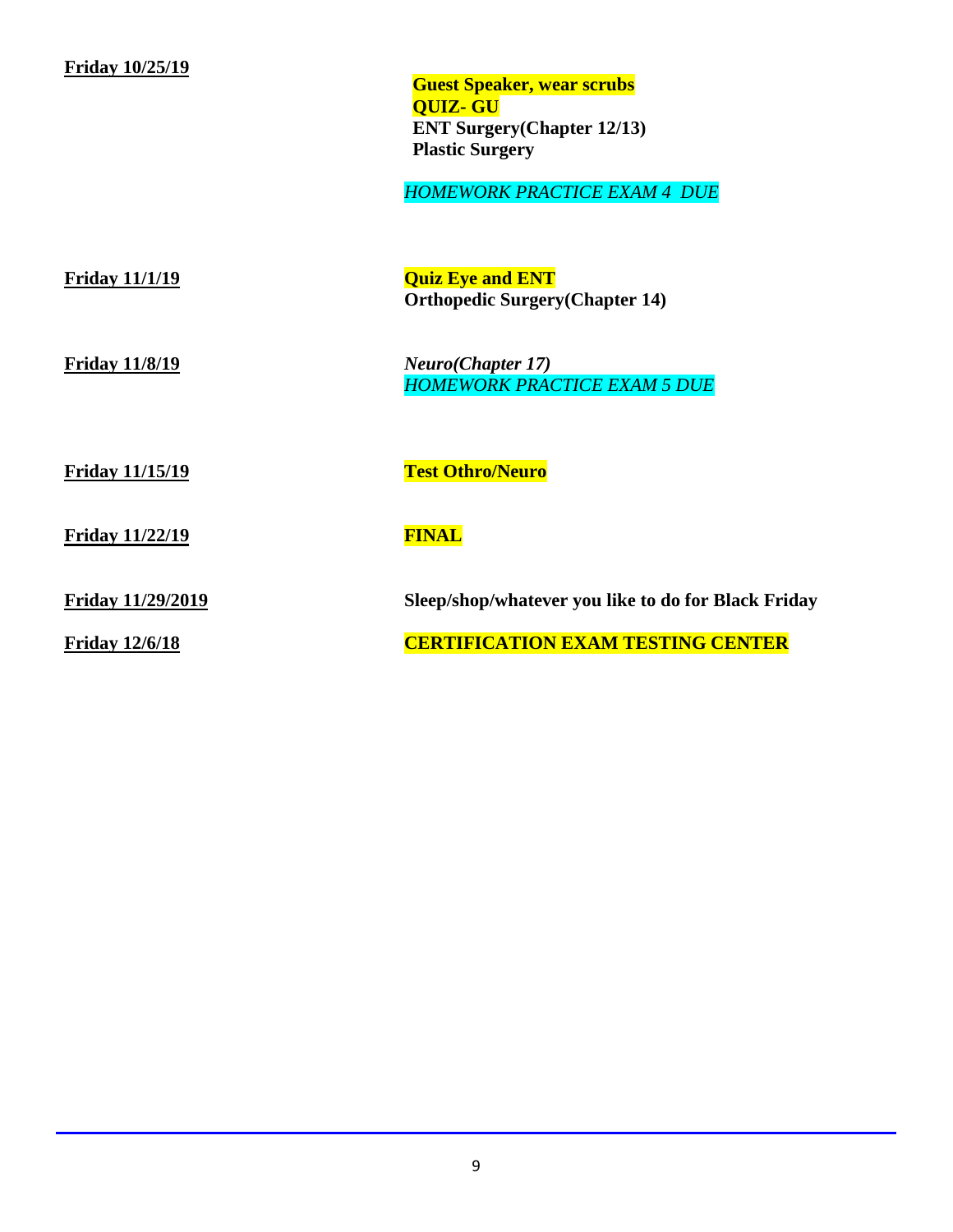| | |
|---|---|
| **Friday 10/25/19** | **Guest Speaker, wear scrubs**<br>**QUIZ- GU**<br>**ENT Surgery(Chapter 12/13)**<br>**Plastic Surgery**<br><br>*HOMEWORK PRACTICE EXAM 4 DUE* |
| **Friday 11/1/19** | **Quiz Eye and ENT**<br>**Orthopedic Surgery(Chapter 14)** |
| **Friday 11/8/19** | ***Neuro(Chapter 17)***<br>*HOMEWORK PRACTICE EXAM 5 DUE* |
| **Friday 11/15/19** | **Test Othro/Neuro** |
| **Friday 11/22/19** | **FINAL** |
| **Friday 11/29/2019** | **Sleep/shop/whatever you like to do for Black Friday** |
| **Friday 12/6/18** | **CERTIFICATION EXAM TESTING CENTER** |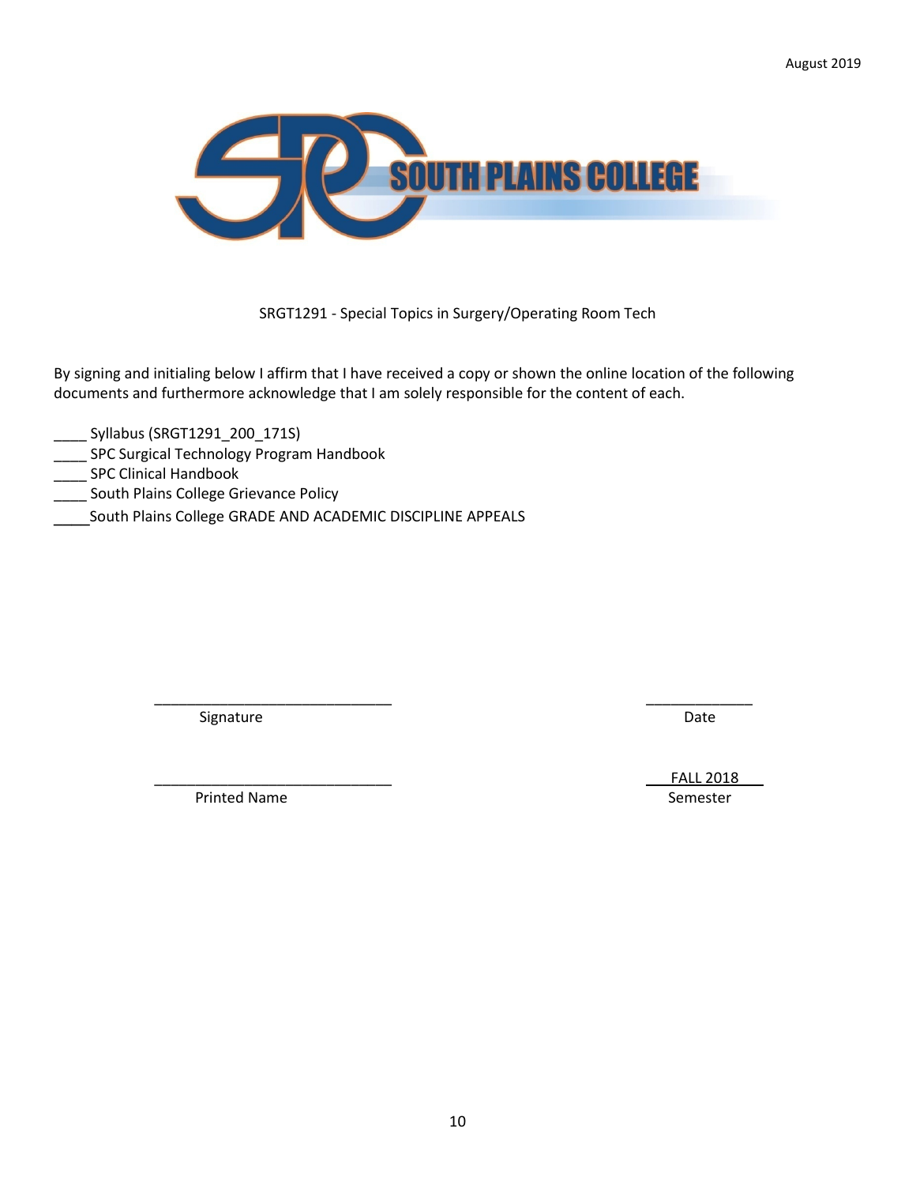August 2019

SOUTH PLAINS COLLEGE

SRGT1291 - Special Topics in Surgery/Operating Room Tech

By signing and initialing below I affirm that I have received a copy or shown the online location of the following documents and furthermore acknowledge that I am solely responsible for the content of each.

____ Syllabus (SRGT1291_200_171S)
____ SPC Surgical Technology Program Handbook
____ SPC Clinical Handbook
____ South Plains College Grievance Policy
____ South Plains College GRADE AND ACADEMIC DISCIPLINE APPEALS

_____________________________ Signature

_____________ Date

_____________________________ Printed Name

FALL 2018 Semester